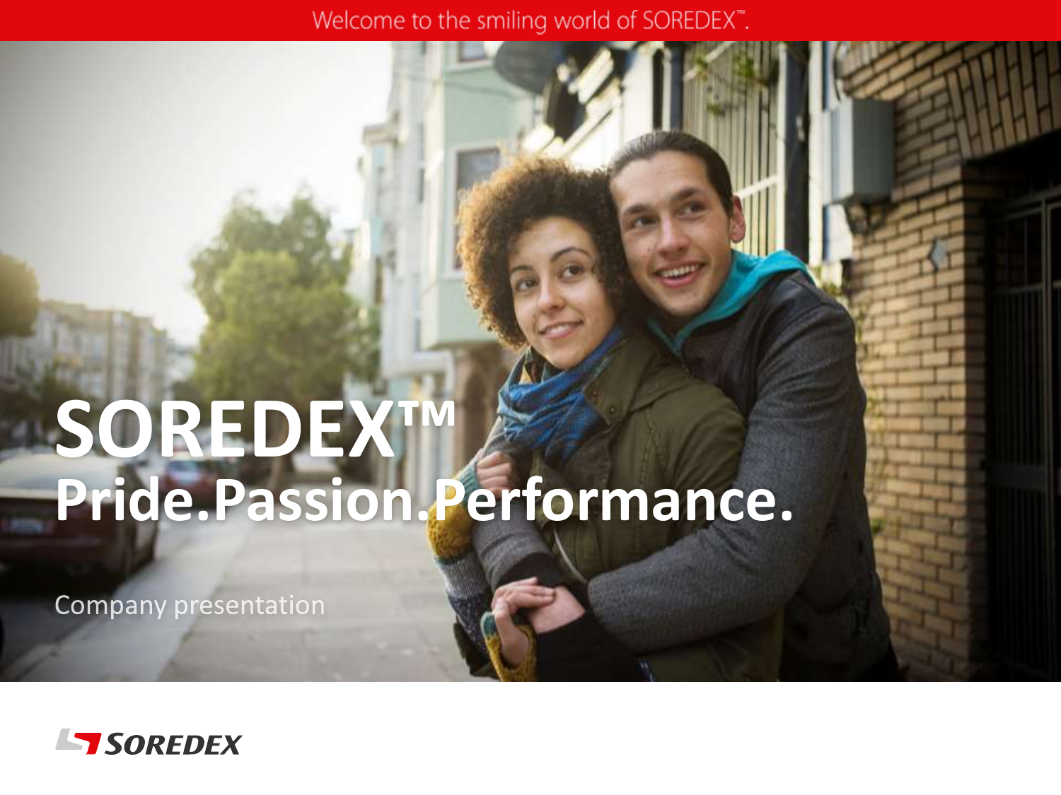Welcome to the smiling world of SOREDEX™.

# SOREDEX™
## Pride.Passion.Performance.

Company presentation

SOREDEX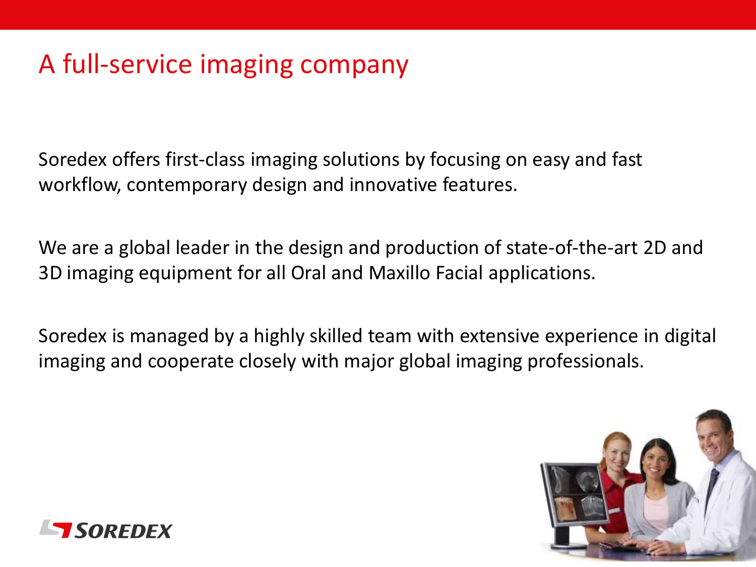# A full-service imaging company

Soredex offers first-class imaging solutions by focusing on easy and fast workflow, contemporary design and innovative features.

We are a global leader in the design and production of state-of-the-art 2D and 3D imaging equipment for all Oral and Maxillo Facial applications.

Soredex is managed by a highly skilled team with extensive experience in digital imaging and cooperate closely with major global imaging professionals.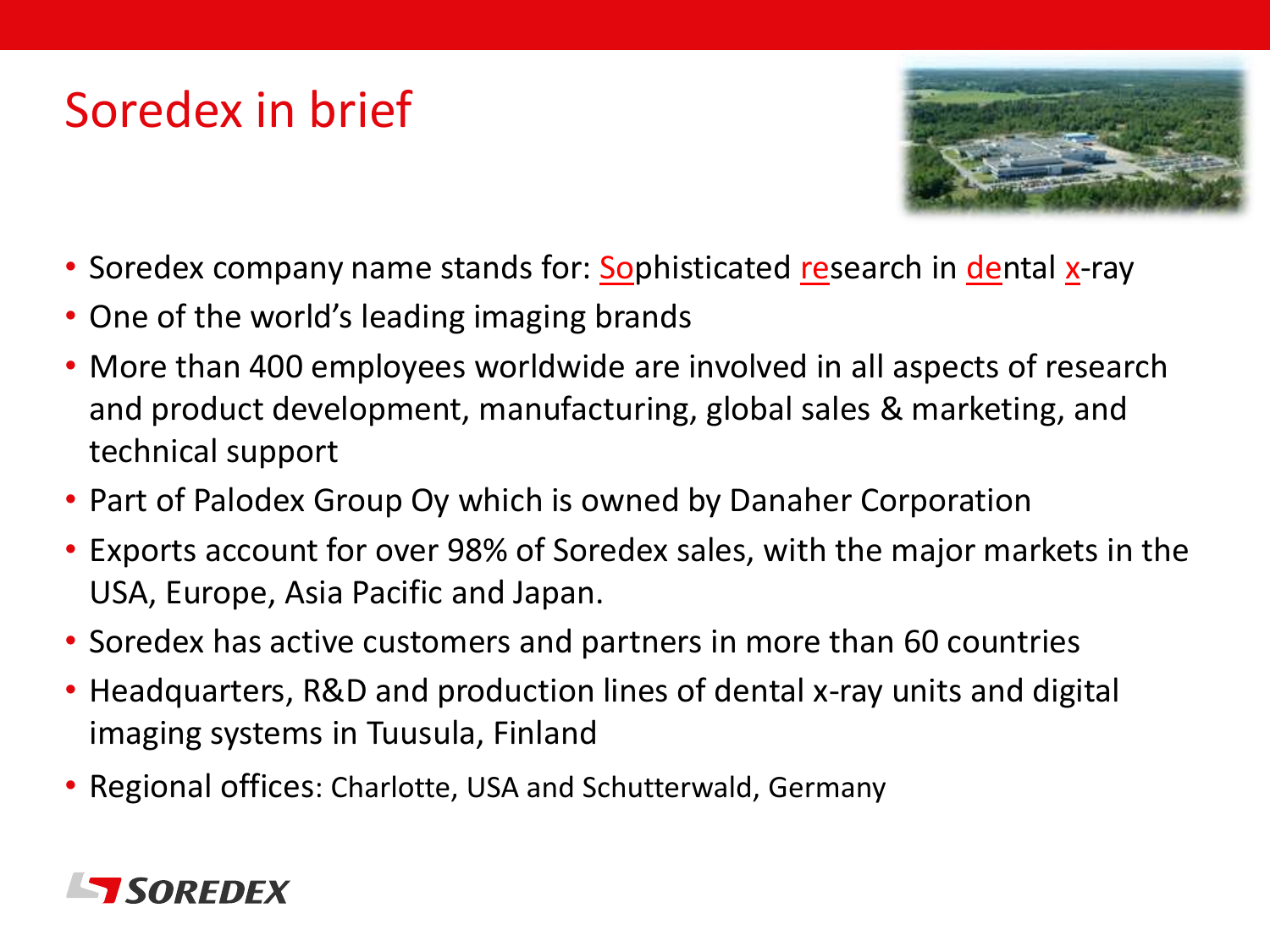# Soredex in brief

- Soredex company name stands for: Sophisticated research in dental x-ray
- One of the world's leading imaging brands
- More than 400 employees worldwide are involved in all aspects of research and product development, manufacturing, global sales & marketing, and technical support
- Part of Palodex Group Oy which is owned by Danaher Corporation
- Exports account for over 98% of Soredex sales, with the major markets in the USA, Europe, Asia Pacific and Japan.
- Soredex has active customers and partners in more than 60 countries
- Headquarters, R&D and production lines of dental x-ray units and digital imaging systems in Tuusula, Finland
- Regional offices: Charlotte, USA and Schutterwald, Germany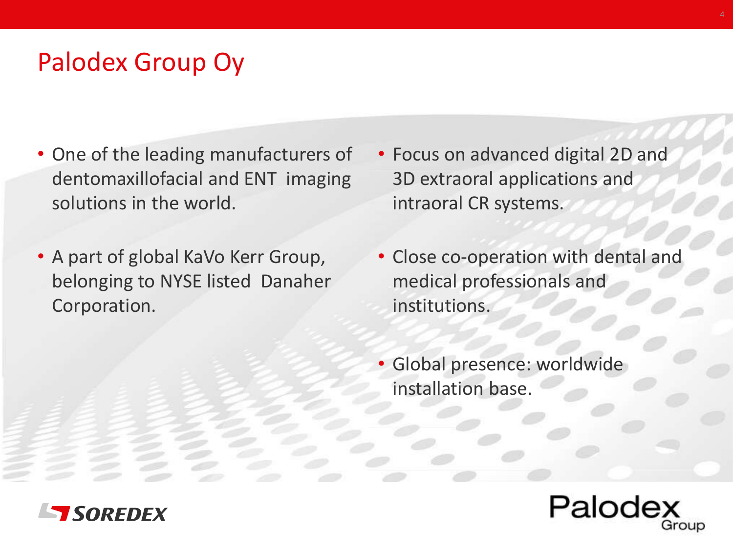# Palodex Group Oy

- One of the leading manufacturers of dentomaxillofacial and ENT imaging solutions in the world.
- A part of global KaVo Kerr Group, belonging to NYSE listed Danaher Corporation.
- Focus on advanced digital 2D and 3D extraoral applications and intraoral CR systems.
- Close co-operation with dental and medical professionals and institutions.
- Global presence: worldwide installation base.

SOREDEX

Palodex Group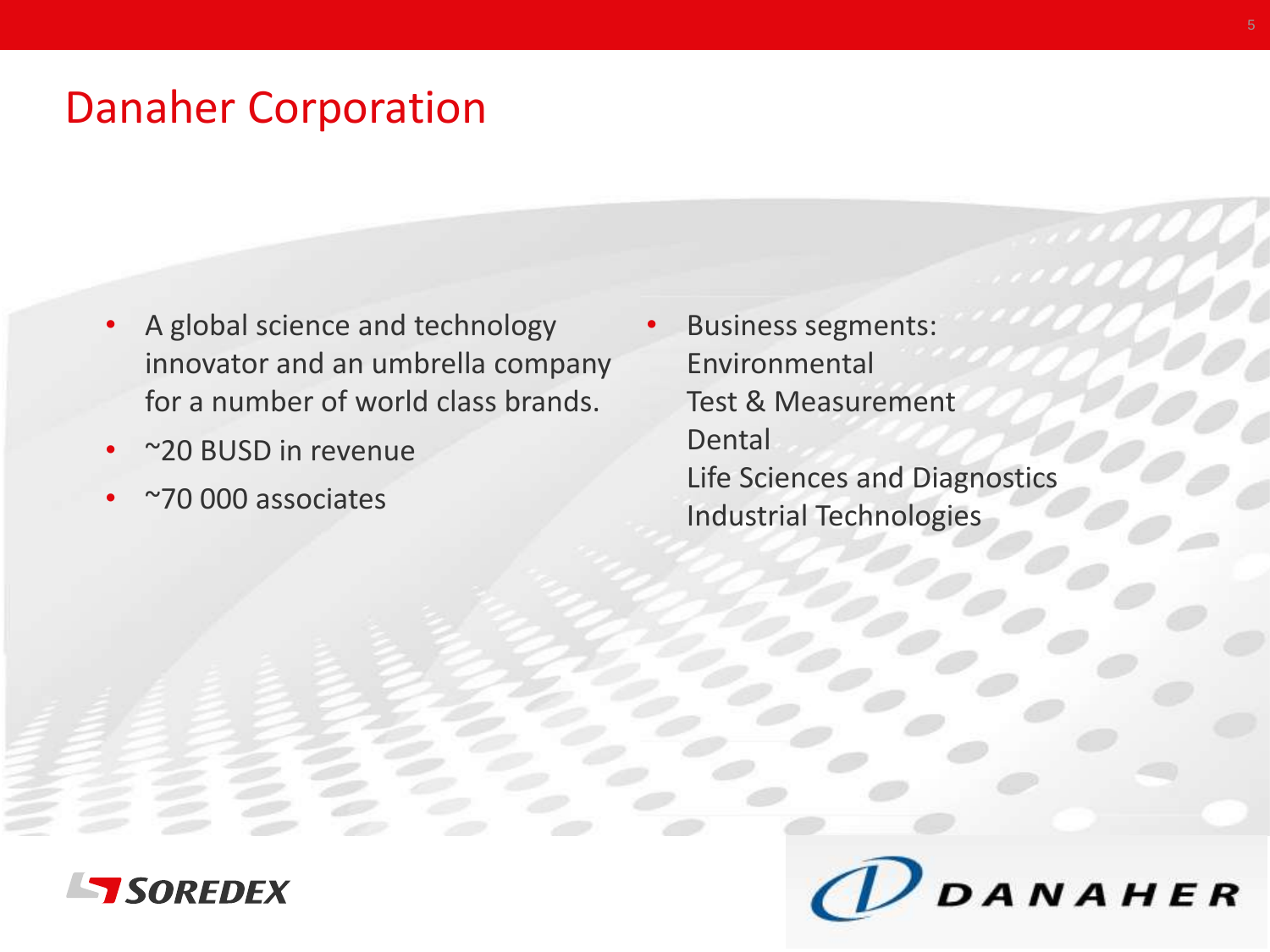# Danaher Corporation

- A global science and technology innovator and an umbrella company for a number of world class brands.
- ~20 BUSD in revenue
- ~70 000 associates

- Business segments:
  Environmental
  Test & Measurement
  Dental
  Life Sciences and Diagnostics
  Industrial Technologies

SOREDEX

DANAHER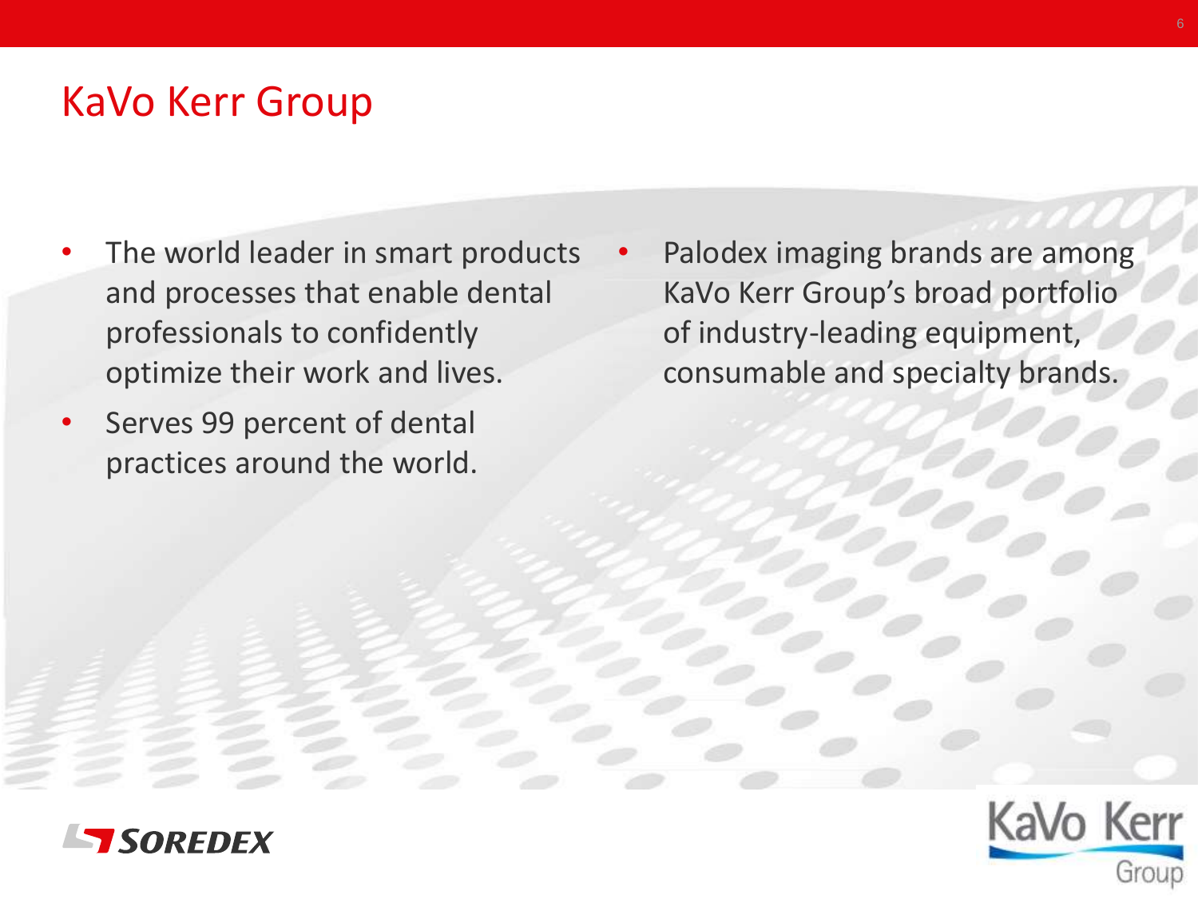# KaVo Kerr Group

- The world leader in smart products and processes that enable dental professionals to confidently optimize their work and lives.
- Serves 99 percent of dental practices around the world.
- Palodex imaging brands are among KaVo Kerr Group's broad portfolio of industry-leading equipment, consumable and specialty brands.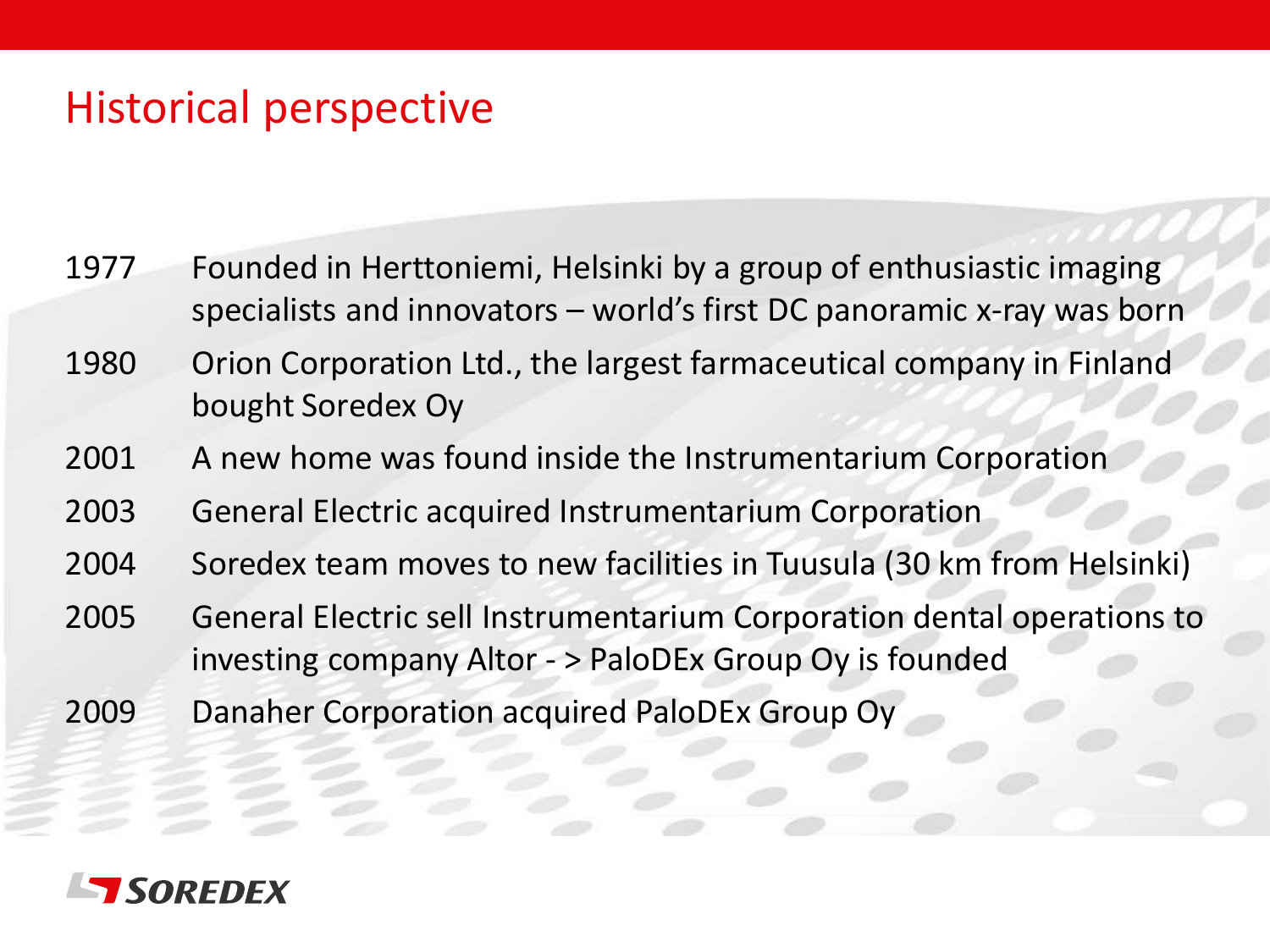# Historical perspective

| | |
|---|---|
| 1977 | Founded in Herttoniemi, Helsinki by a group of enthusiastic imaging specialists and innovators – world's first DC panoramic x-ray was born |
| 1980 | Orion Corporation Ltd., the largest farmaceutical company in Finland bought Soredex Oy |
| 2001 | A new home was found inside the Instrumentarium Corporation |
| 2003 | General Electric acquired Instrumentarium Corporation |
| 2004 | Soredex team moves to new facilities in Tuusula (30 km from Helsinki) |
| 2005 | General Electric sell Instrumentarium Corporation dental operations to investing company Altor - > PaloDEx Group Oy is founded |
| 2009 | Danaher Corporation acquired PaloDEx Group Oy |

SOREDEX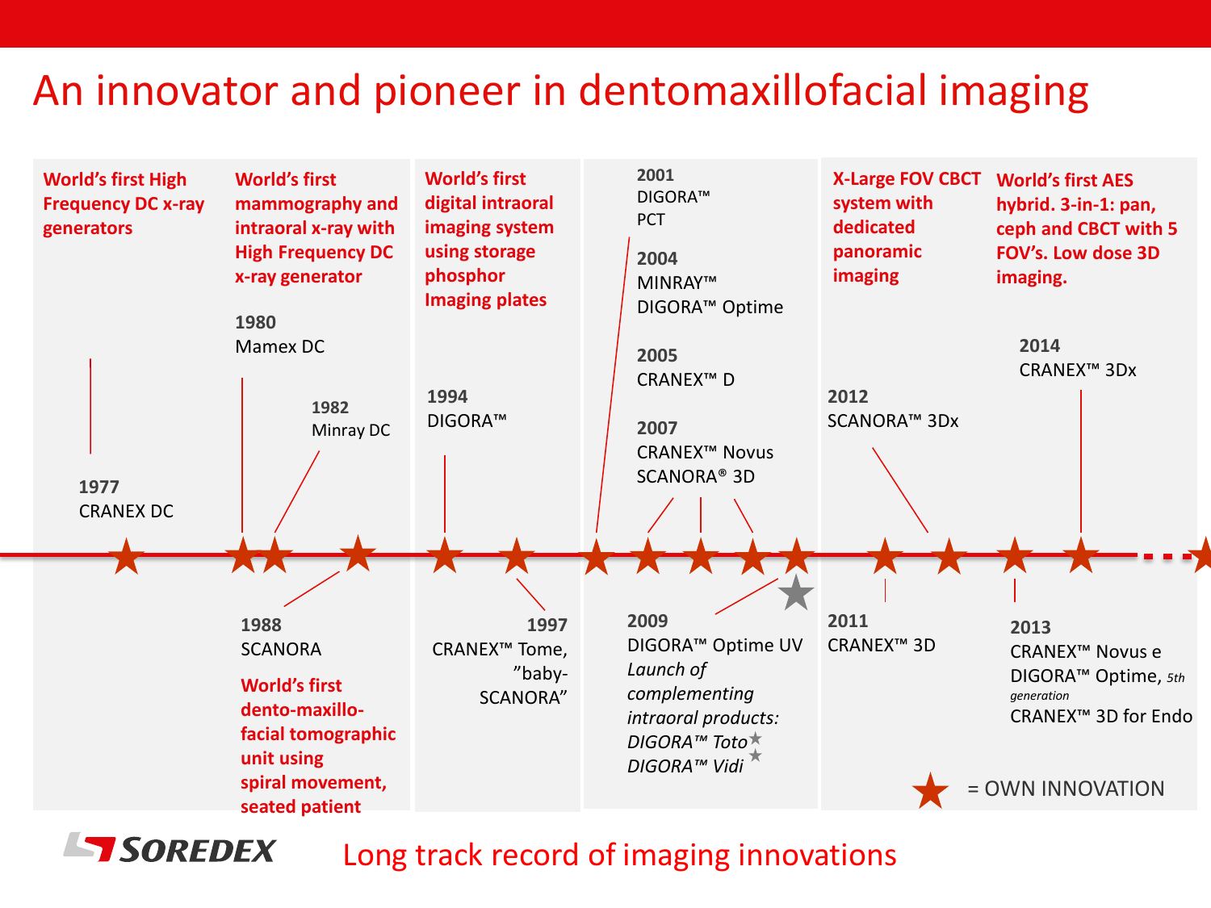# An innovator and pioneer in dentomaxillofacial imaging

**World's first High Frequency DC x-ray generators**

1977
CRANEX DC

**World's first mammography and intraoral x-ray with High Frequency DC x-ray generator**

1980
Mamex DC

1982
Minray DC

1988
SCANORA

**World's first dento-maxillo-facial tomographic unit using spiral movement, seated patient**

**World's first digital intraoral imaging system using storage phosphor Imaging plates**

1994
DIGORA™

1997
CRANEX™ Tome, "baby-SCANORA"

2001
DIGORA™ PCT

2004
MINRAY™
DIGORA™ Optime

2005
CRANEX™ D

2007
CRANEX™ Novus
SCANORA® 3D

2009
DIGORA™ Optime UV
*Launch of complementing intraoral products:*
*DIGORA™ Toto*
*DIGORA™ Vidi*

**X-Large FOV CBCT system with dedicated panoramic imaging**

2011
CRANEX™ 3D

2012
SCANORA™ 3Dx

**World's first AES hybrid. 3-in-1: pan, ceph and CBCT with 5 FOV's. Low dose 3D imaging.**

2013
CRANEX™ Novus e
DIGORA™ Optime, 5th generation
CRANEX™ 3D for Endo

2014
CRANEX™ 3Dx

★ = OWN INNOVATION

SOREDEX

Long track record of imaging innovations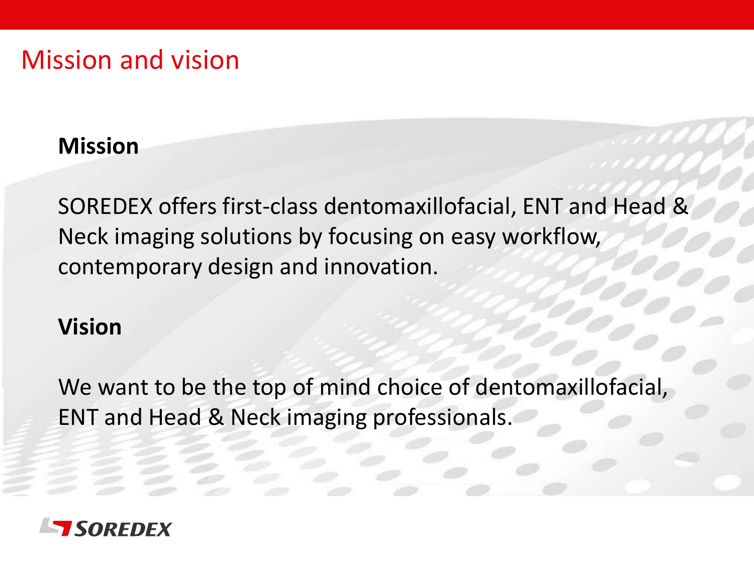# Mission and vision

**Mission**

SOREDEX offers first-class dentomaxillofacial, ENT and Head & Neck imaging solutions by focusing on easy workflow, contemporary design and innovation.

**Vision**

We want to be the top of mind choice of dentomaxillofacial, ENT and Head & Neck imaging professionals.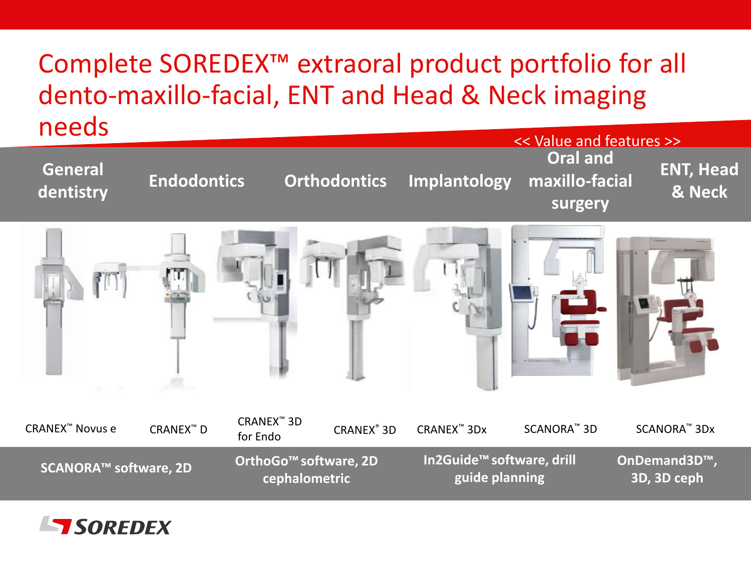# Complete SOREDEX™ extraoral product portfolio for all dento-maxillo-facial, ENT and Head & Neck imaging needs

<< Value and features >>

| General dentistry | Endodontics | Orthodontics | Implantology | Oral and maxillo-facial surgery | ENT, Head & Neck |
|---|---|---|---|---|---|

CRANEX™ Novus e | CRANEX™ D | CRANEX™ 3D for Endo | CRANEX® 3D | CRANEX™ 3Dx | SCANORA™ 3D | SCANORA™ 3Dx

| SCANORA™ software, 2D | OrthoGo™ software, 2D cephalometric | In2Guide™ software, drill guide planning | OnDemand3D™, 3D, 3D ceph |
|---|---|---|---|

SOREDEX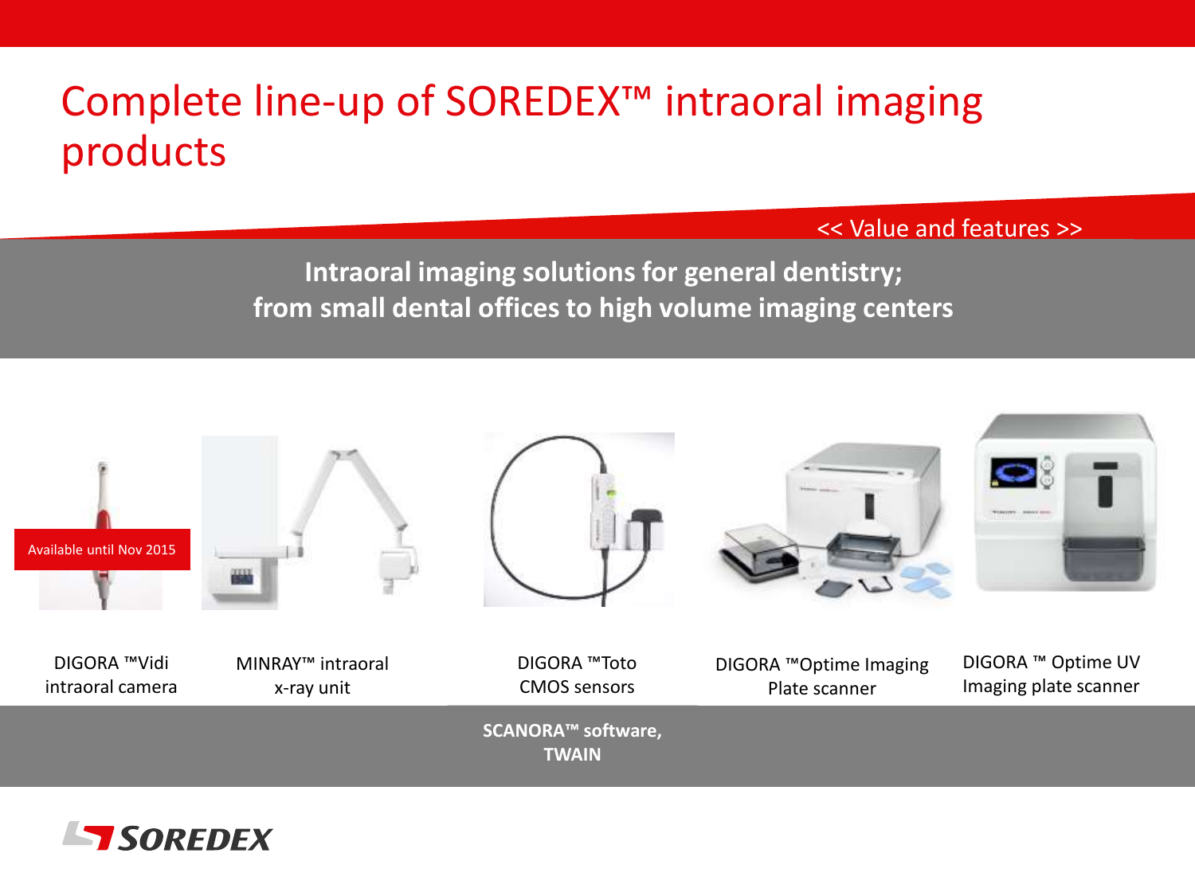# Complete line-up of SOREDEX™ intraoral imaging products

<< Value and features >>

**Intraoral imaging solutions for general dentistry; from small dental offices to high volume imaging centers**

Available until Nov 2015

- DIGORA ™Vidi intraoral camera
- MINRAY™ intraoral x-ray unit
- DIGORA ™Toto CMOS sensors
- DIGORA ™Optime Imaging Plate scanner
- DIGORA ™ Optime UV Imaging plate scanner

**SCANORA™ software, TWAIN**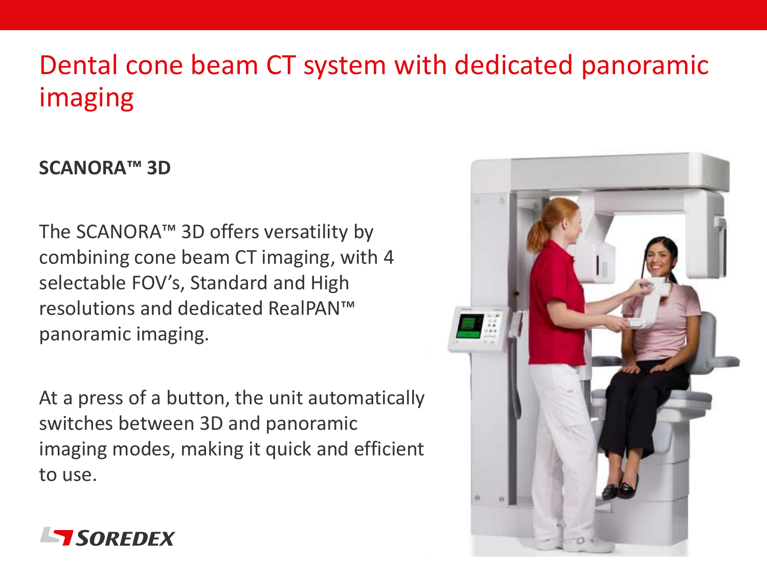# Dental cone beam CT system with dedicated panoramic imaging

**SCANORA™ 3D**

The SCANORA™ 3D offers versatility by combining cone beam CT imaging, with 4 selectable FOV's, Standard and High resolutions and dedicated RealPAN™ panoramic imaging.

At a press of a button, the unit automatically switches between 3D and panoramic imaging modes, making it quick and efficient to use.

SOREDEX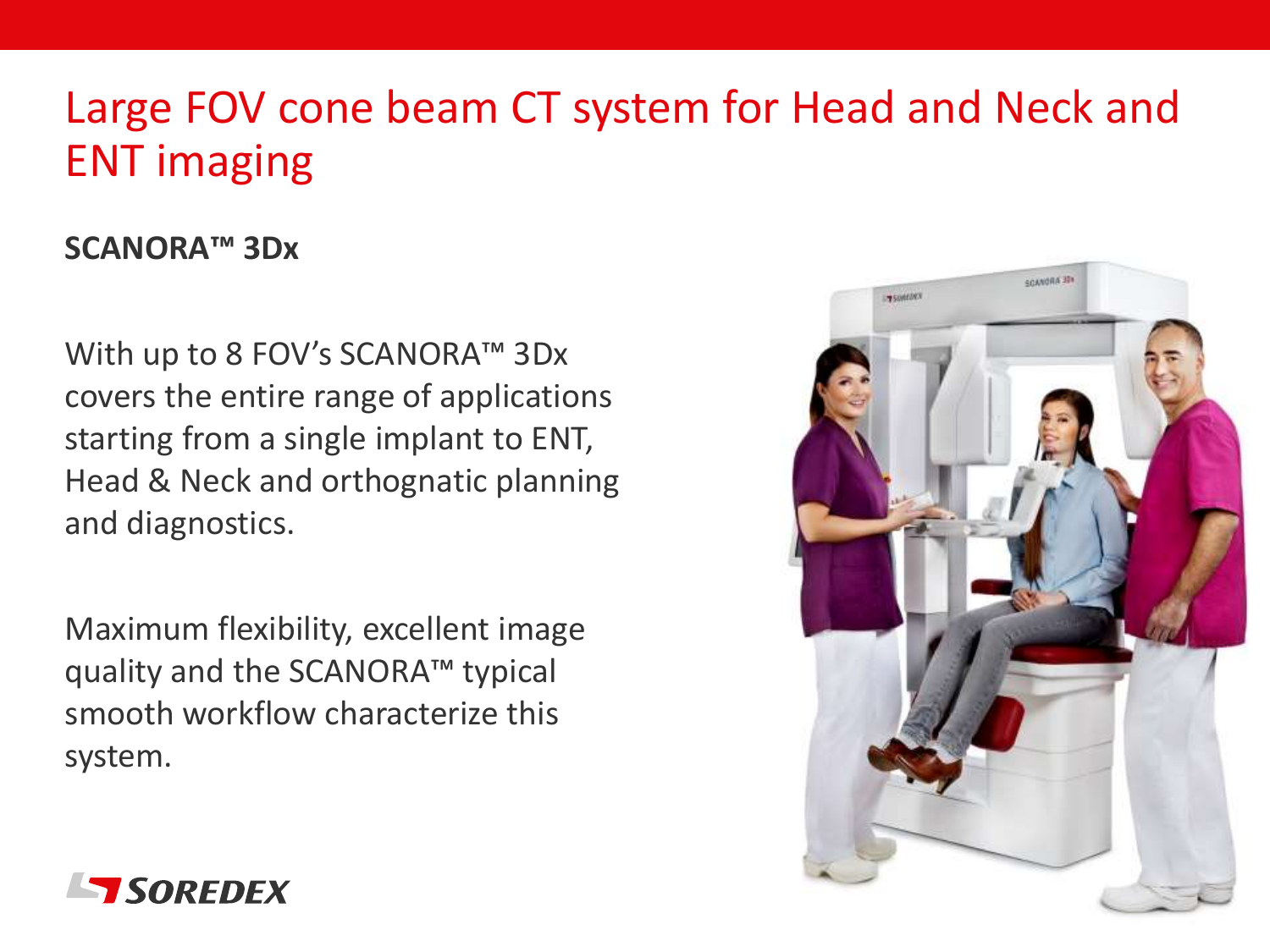# Large FOV cone beam CT system for Head and Neck and ENT imaging

**SCANORA™ 3Dx**

With up to 8 FOV's SCANORA™ 3Dx covers the entire range of applications starting from a single implant to ENT, Head & Neck and orthognatic planning and diagnostics.

Maximum flexibility, excellent image quality and the SCANORA™ typical smooth workflow characterize this system.

SOREDEX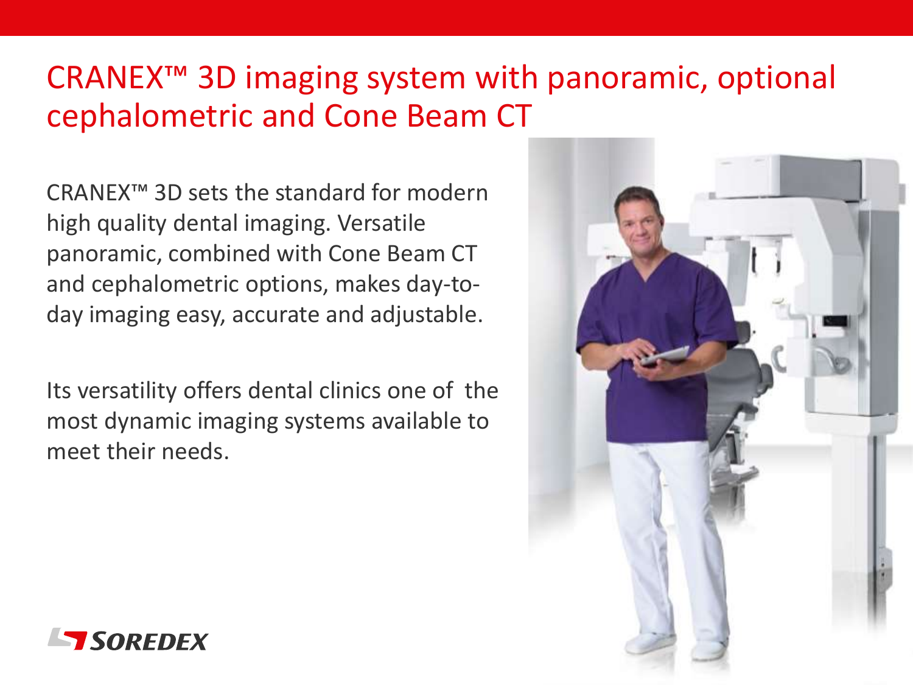# CRANEX™ 3D imaging system with panoramic, optional cephalometric and Cone Beam CT

CRANEX™ 3D sets the standard for modern high quality dental imaging. Versatile panoramic, combined with Cone Beam CT and cephalometric options, makes day-to-day imaging easy, accurate and adjustable.

Its versatility offers dental clinics one of the most dynamic imaging systems available to meet their needs.

SOREDEX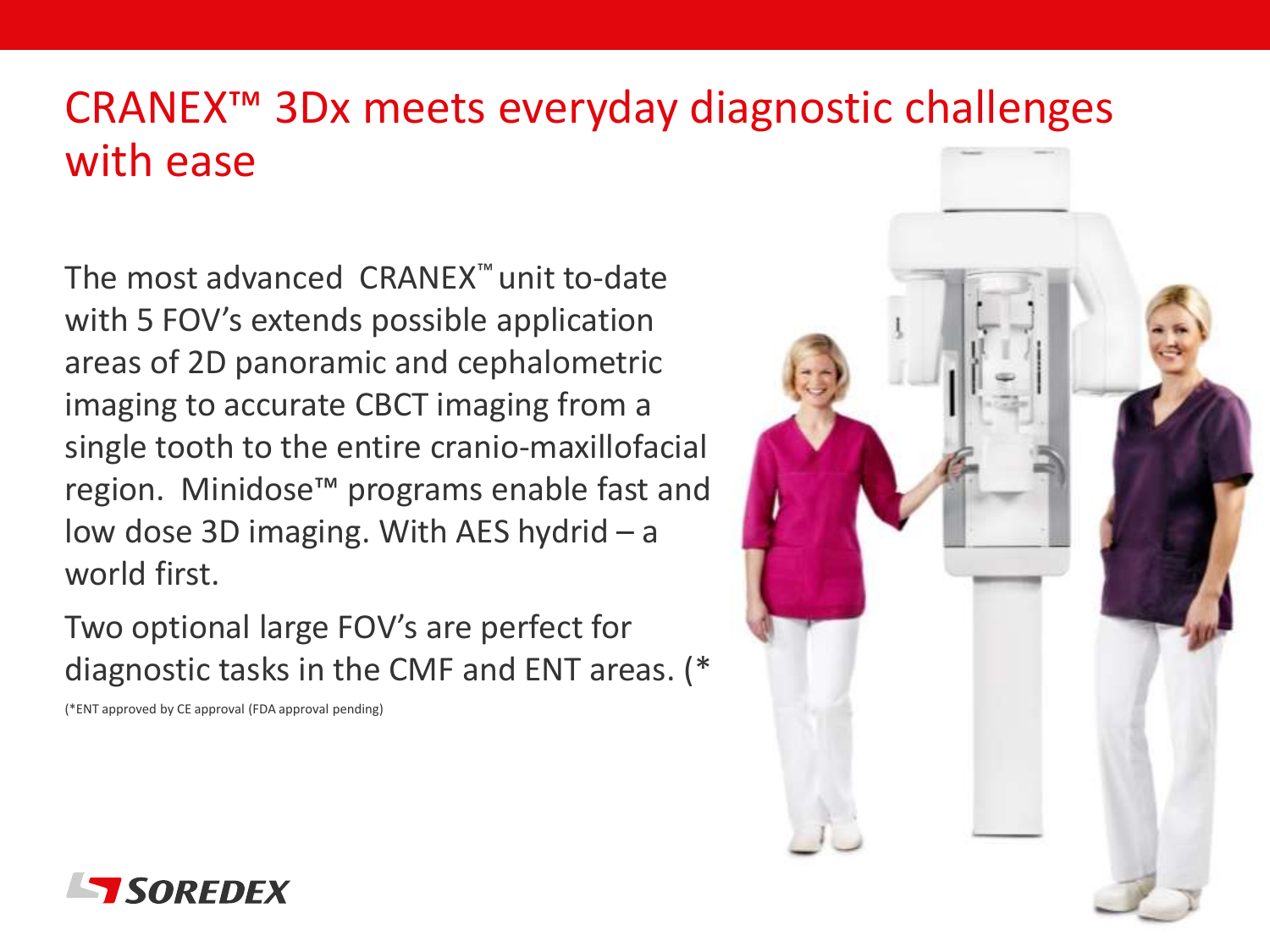# CRANEX™ 3Dx meets everyday diagnostic challenges with ease

The most advanced CRANEX™ unit to-date with 5 FOV's extends possible application areas of 2D panoramic and cephalometric imaging to accurate CBCT imaging from a single tooth to the entire cranio-maxillofacial region. Minidose™ programs enable fast and low dose 3D imaging. With AES hydrid – a world first.

Two optional large FOV's are perfect for diagnostic tasks in the CMF and ENT areas. (*

(*ENT approved by CE approval (FDA approval pending)

SOREDEX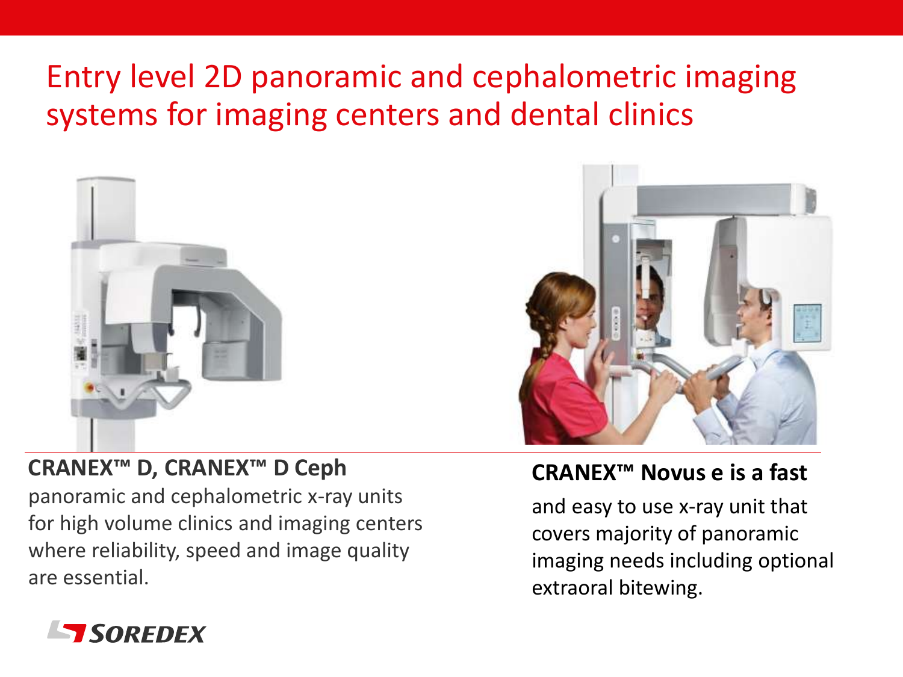# Entry level 2D panoramic and cephalometric imaging systems for imaging centers and dental clinics

**CRANEX™ D, CRANEX™ D Ceph**

panoramic and cephalometric x-ray units for high volume clinics and imaging centers where reliability, speed and image quality are essential.

**CRANEX™ Novus e is a fast**

and easy to use x-ray unit that covers majority of panoramic imaging needs including optional extraoral bitewing.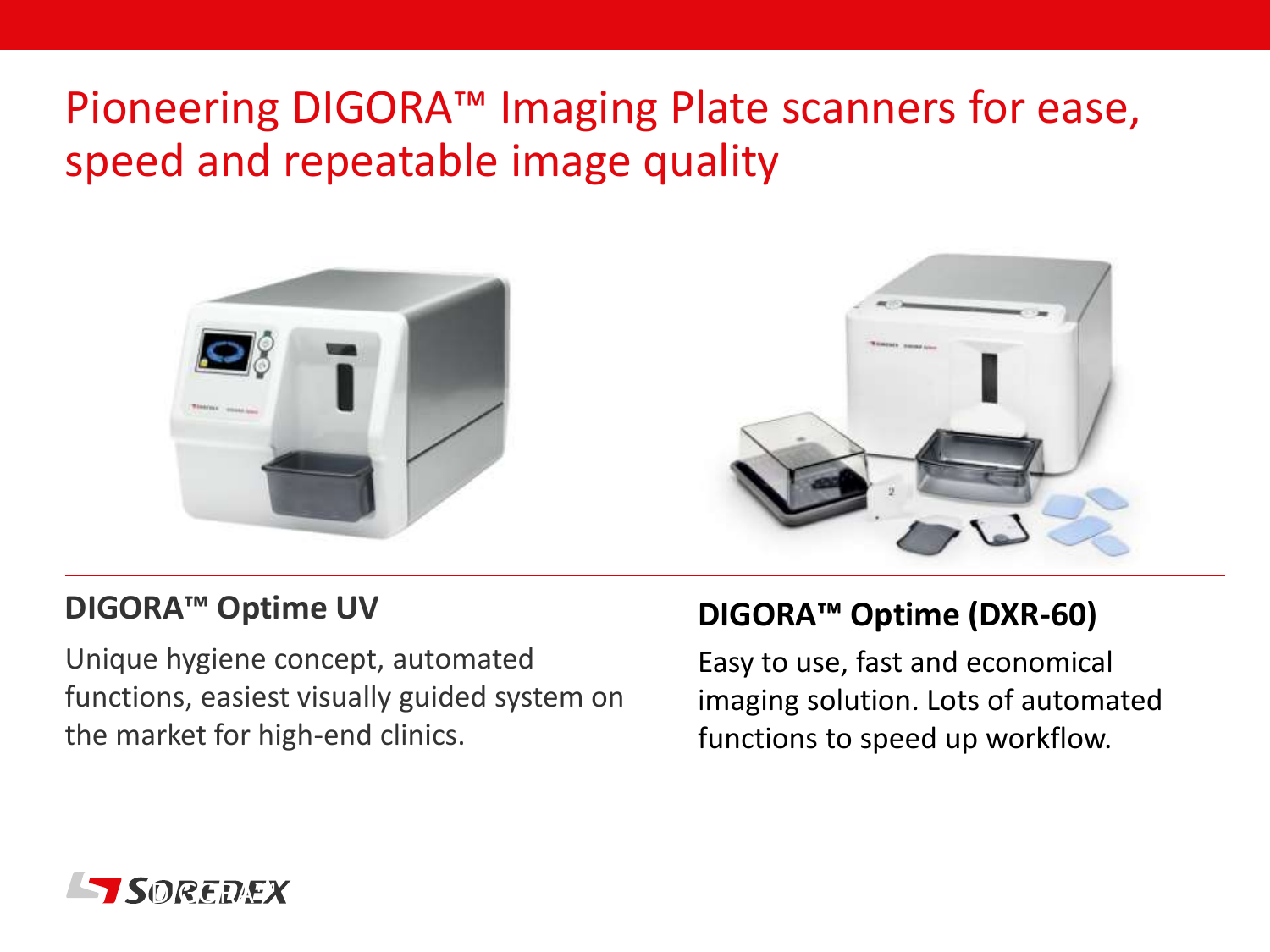# Pioneering DIGORA™ Imaging Plate scanners for ease, speed and repeatable image quality

**DIGORA™ Optime UV**

Unique hygiene concept, automated functions, easiest visually guided system on the market for high-end clinics.

**DIGORA™ Optime (DXR-60)**

Easy to use, fast and economical imaging solution. Lots of automated functions to speed up workflow.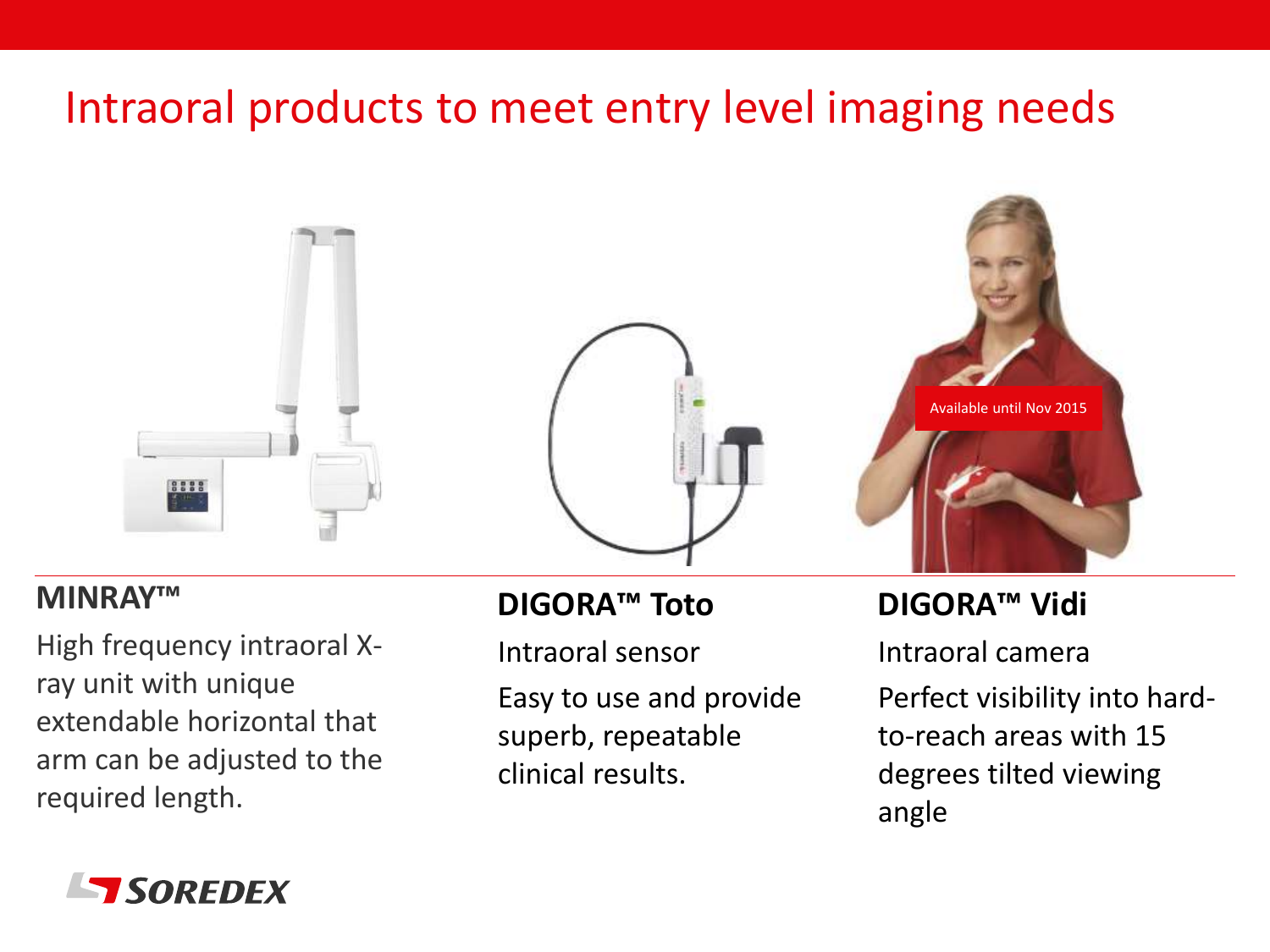# Intraoral products to meet entry level imaging needs

Available until Nov 2015

### MINRAY™

High frequency intraoral X-ray unit with unique extendable horizontal that arm can be adjusted to the required length.

### DIGORA™ Toto

Intraoral sensor

Easy to use and provide superb, repeatable clinical results.

### DIGORA™ Vidi

Intraoral camera

Perfect visibility into hard-to-reach areas with 15 degrees tilted viewing angle

SOREDEX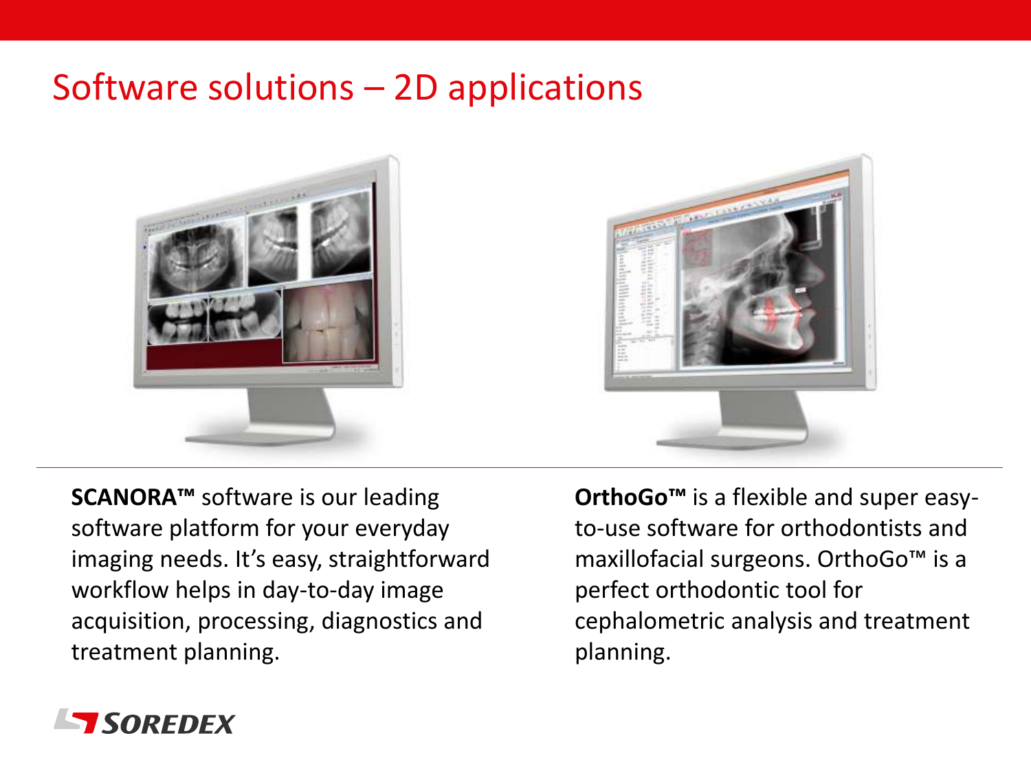# Software solutions – 2D applications

**SCANORA™** software is our leading software platform for your everyday imaging needs. It's easy, straightforward workflow helps in day-to-day image acquisition, processing, diagnostics and treatment planning.

**OrthoGo™** is a flexible and super easy-to-use software for orthodontists and maxillofacial surgeons. OrthoGo™ is a perfect orthodontic tool for cephalometric analysis and treatment planning.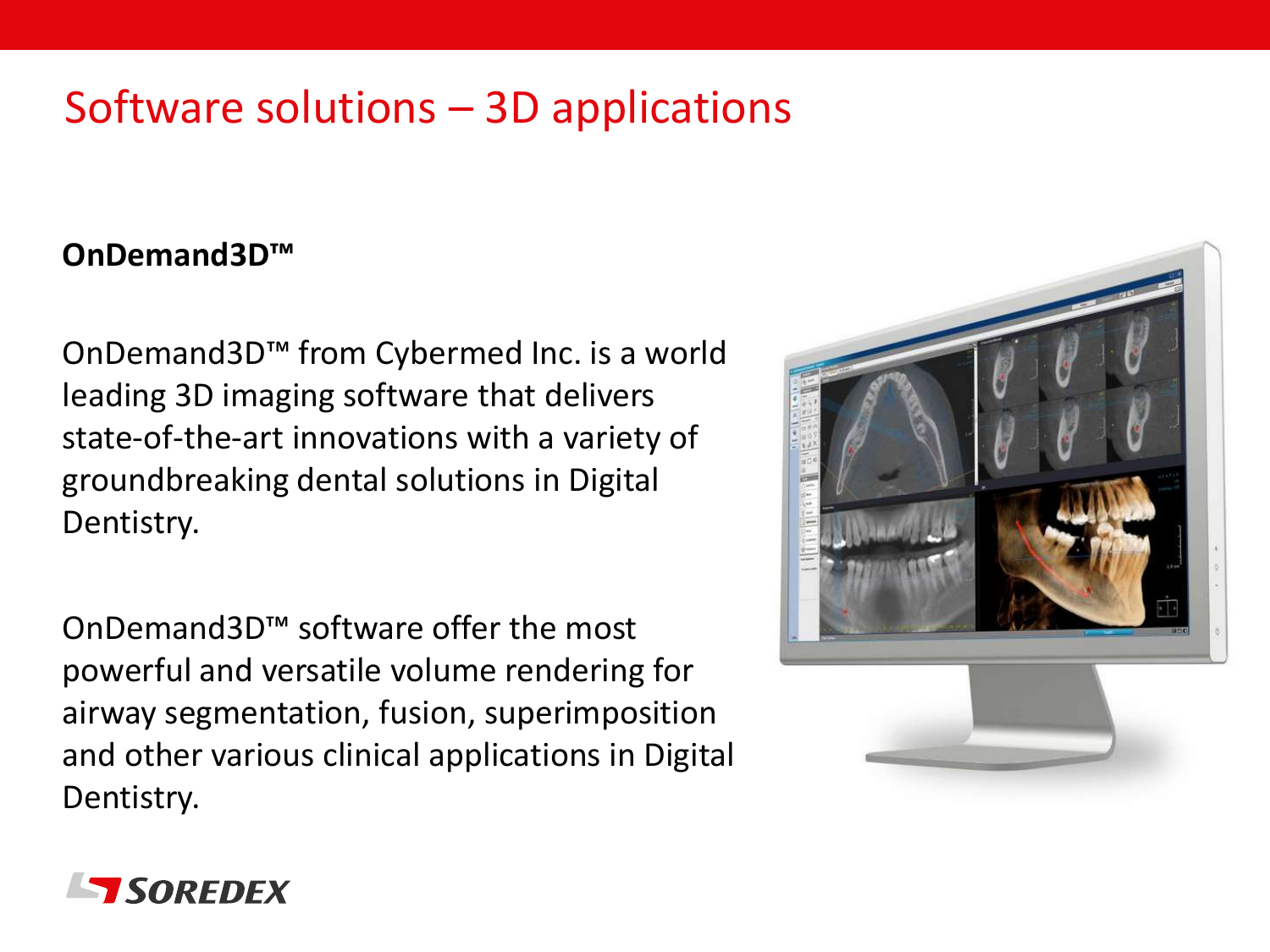# Software solutions – 3D applications

**OnDemand3D™**

OnDemand3D™ from Cybermed Inc. is a world leading 3D imaging software that delivers state-of-the-art innovations with a variety of groundbreaking dental solutions in Digital Dentistry.

OnDemand3D™ software offer the most powerful and versatile volume rendering for airway segmentation, fusion, superimposition and other various clinical applications in Digital Dentistry.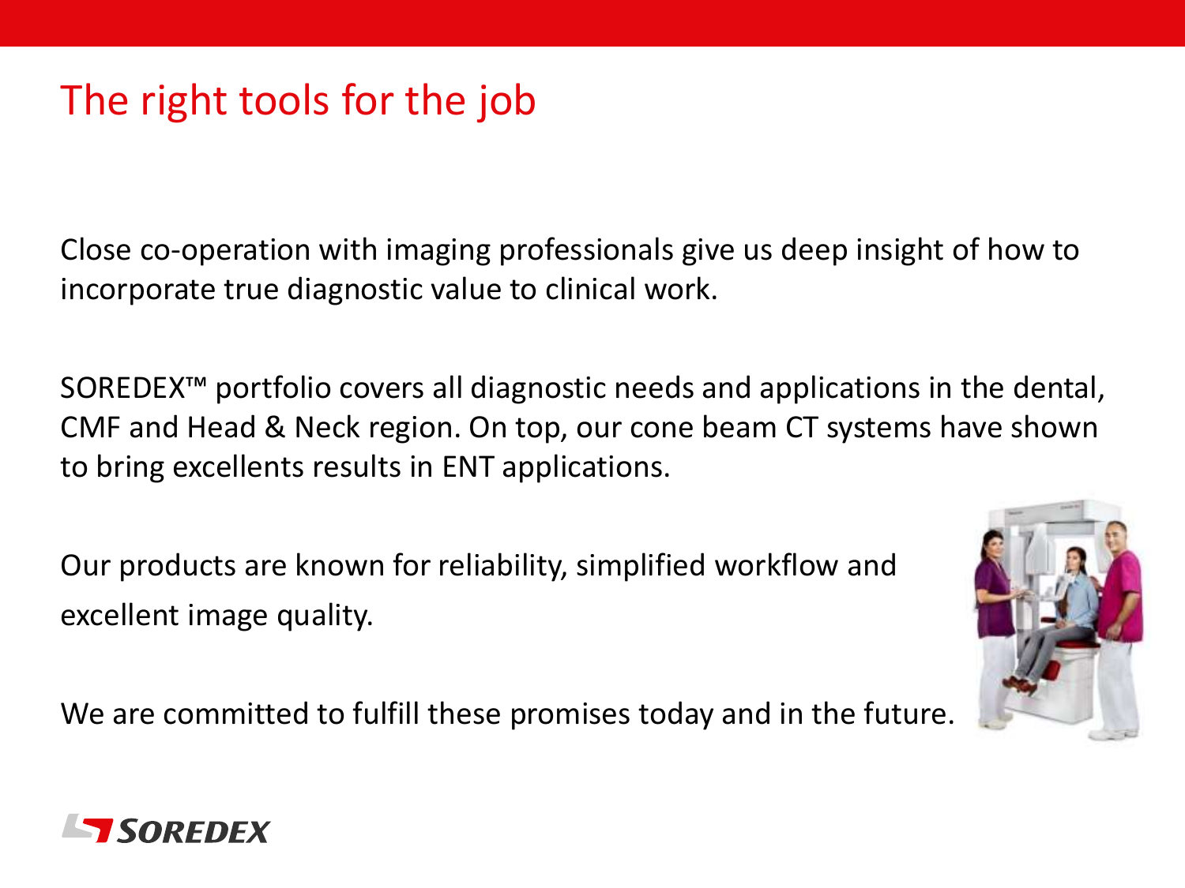# The right tools for the job

Close co-operation with imaging professionals give us deep insight of how to incorporate true diagnostic value to clinical work.

SOREDEX™ portfolio covers all diagnostic needs and applications in the dental, CMF and Head & Neck region. On top, our cone beam CT systems have shown to bring excellents results in ENT applications.

Our products are known for reliability, simplified workflow and excellent image quality.

We are committed to fulfill these promises today and in the future.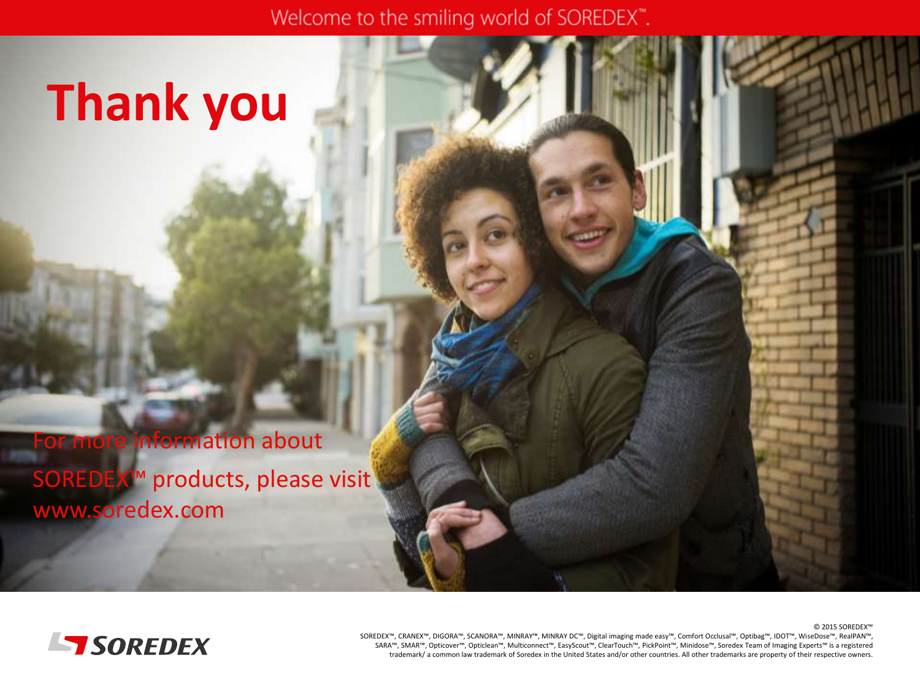Welcome to the smiling world of SOREDEX™.

# Thank you

For more information about SOREDEX™ products, please visit www.soredex.com

SOREDEX

© 2015 SOREDEX™

SOREDEX™, CRANEX™, DIGORA™, SCANORA™, MINRAY™, MINRAY DC™, Digital imaging made easy™, Comfort Occlusal™, Optibag™, IDOT™, WiseDose™, RealPAN™, SARA™, SMAR™, Opticover™, Opticlean™, Multiconnect™, EasyScout™, ClearTouch™, PickPoint™, Minidose™, Soredex Team of Imaging Experts™ is a registered trademark/ a common law trademark of Soredex in the United States and/or other countries. All other trademarks are property of their respective owners.